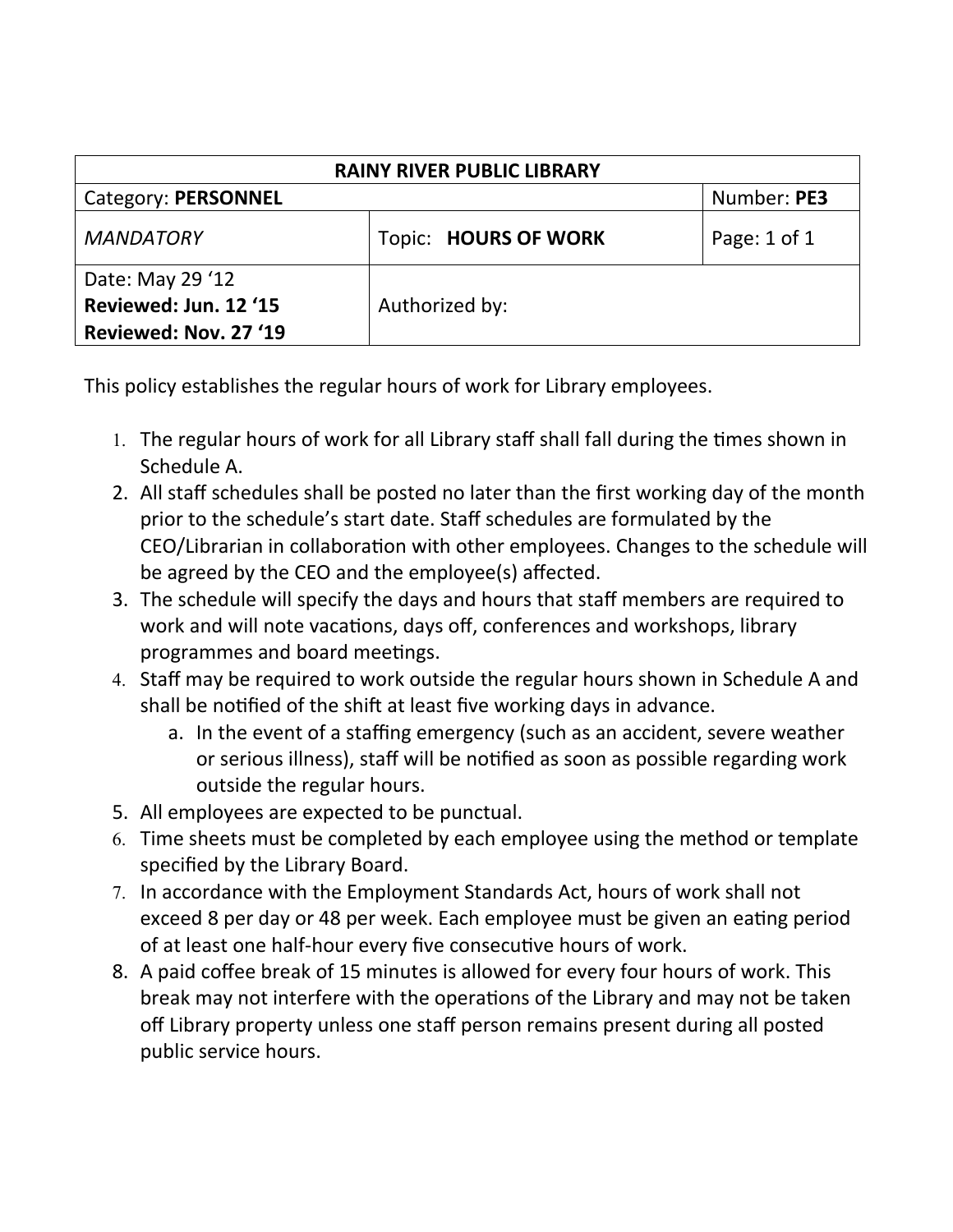| RAINY RIVER PUBLIC LIBRARY | | |
|---|---|---|
| Category: **PERSONNEL** | | Number: **PE3** |
| *MANDATORY* | Topic: **HOURS OF WORK** | Page: 1 of 1 |
| Date: May 29 '12<br>**Reviewed: Jun. 12 '15**<br>**Reviewed: Nov. 27 '19** | Authorized by: | |

This policy establishes the regular hours of work for Library employees.

1. The regular hours of work for all Library staff shall fall during the times shown in Schedule A.
2. All staff schedules shall be posted no later than the first working day of the month prior to the schedule's start date. Staff schedules are formulated by the CEO/Librarian in collaboration with other employees. Changes to the schedule will be agreed by the CEO and the employee(s) affected.
3. The schedule will specify the days and hours that staff members are required to work and will note vacations, days off, conferences and workshops, library programmes and board meetings.
4. Staff may be required to work outside the regular hours shown in Schedule A and shall be notified of the shift at least five working days in advance.
    a. In the event of a staffing emergency (such as an accident, severe weather or serious illness), staff will be notified as soon as possible regarding work outside the regular hours.
5. All employees are expected to be punctual.
6. Time sheets must be completed by each employee using the method or template specified by the Library Board.
7. In accordance with the Employment Standards Act, hours of work shall not exceed 8 per day or 48 per week. Each employee must be given an eating period of at least one half-hour every five consecutive hours of work.
8. A paid coffee break of 15 minutes is allowed for every four hours of work. This break may not interfere with the operations of the Library and may not be taken off Library property unless one staff person remains present during all posted public service hours.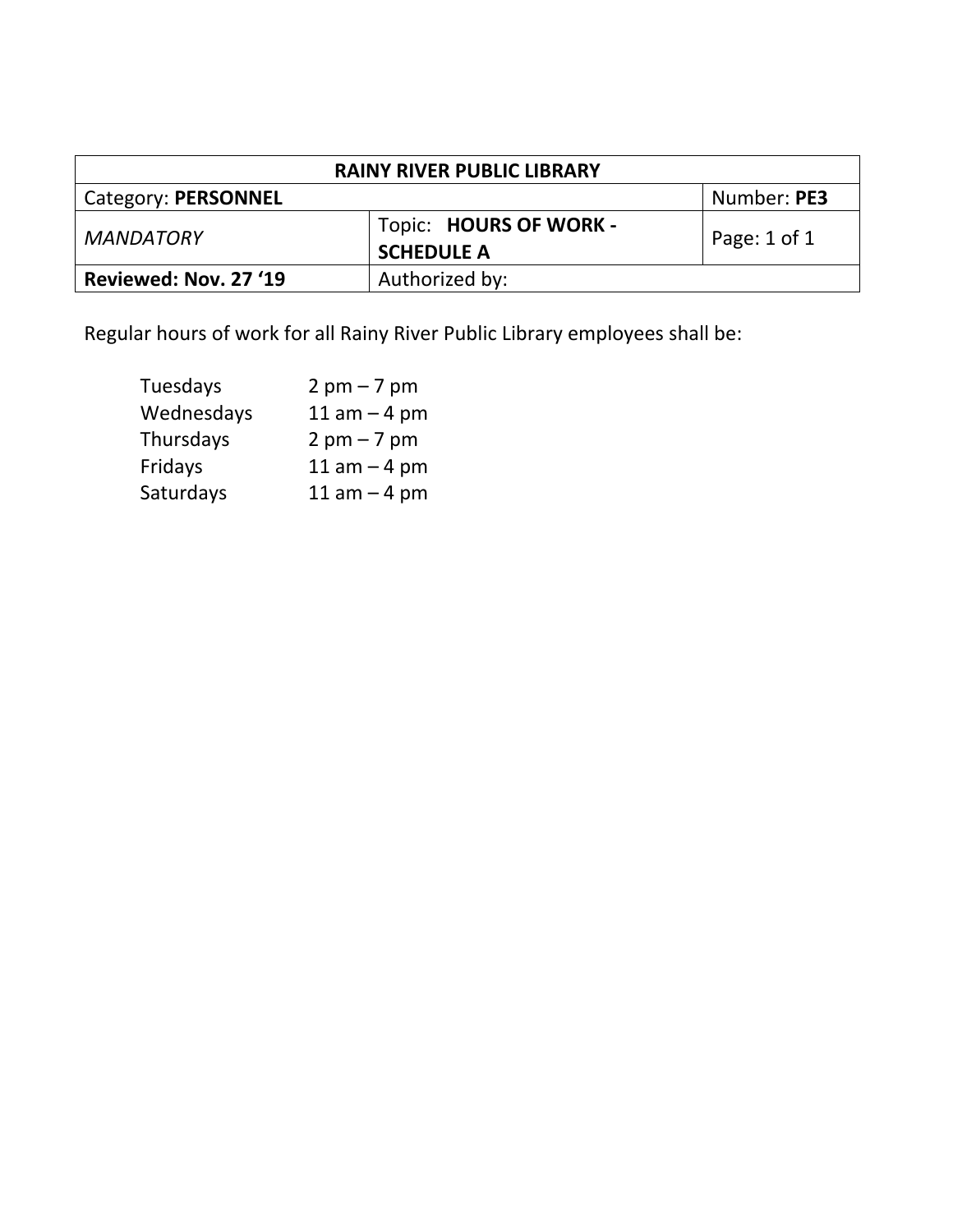| RAINY RIVER PUBLIC LIBRARY | | |
|---|---|---|
| Category: **PERSONNEL** | | Number: **PE3** |
| *MANDATORY* | Topic: **HOURS OF WORK - SCHEDULE A** | Page: 1 of 1 |
| **Reviewed: Nov. 27 '19** | Authorized by: | |

Regular hours of work for all Rainy River Public Library employees shall be:

| | |
|---|---|
| Tuesdays | 2 pm – 7 pm |
| Wednesdays | 11 am – 4 pm |
| Thursdays | 2 pm – 7 pm |
| Fridays | 11 am – 4 pm |
| Saturdays | 11 am – 4 pm |